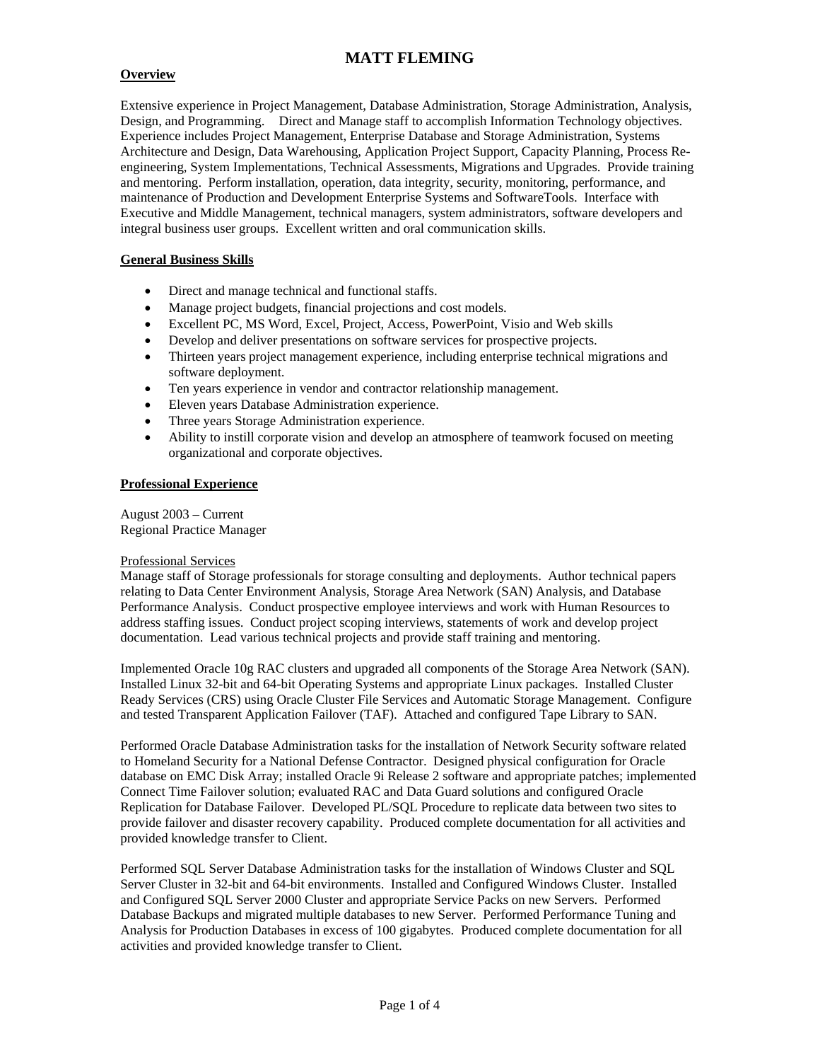# MATT FLEMING

## Overview

Extensive experience in Project Management, Database Administration, Storage Administration, Analysis, Design, and Programming. Direct and Manage staff to accomplish Information Technology objectives. Experience includes Project Management, Enterprise Database and Storage Administration, Systems Architecture and Design, Data Warehousing, Application Project Support, Capacity Planning, Process Re-engineering, System Implementations, Technical Assessments, Migrations and Upgrades. Provide training and mentoring. Perform installation, operation, data integrity, security, monitoring, performance, and maintenance of Production and Development Enterprise Systems and SoftwareTools. Interface with Executive and Middle Management, technical managers, system administrators, software developers and integral business user groups. Excellent written and oral communication skills.

## General Business Skills

- Direct and manage technical and functional staffs.
- Manage project budgets, financial projections and cost models.
- Excellent PC, MS Word, Excel, Project, Access, PowerPoint, Visio and Web skills
- Develop and deliver presentations on software services for prospective projects.
- Thirteen years project management experience, including enterprise technical migrations and software deployment.
- Ten years experience in vendor and contractor relationship management.
- Eleven years Database Administration experience.
- Three years Storage Administration experience.
- Ability to instill corporate vision and develop an atmosphere of teamwork focused on meeting organizational and corporate objectives.

## Professional Experience

August 2003 – Current
Regional Practice Manager

Professional Services
Manage staff of Storage professionals for storage consulting and deployments. Author technical papers relating to Data Center Environment Analysis, Storage Area Network (SAN) Analysis, and Database Performance Analysis. Conduct prospective employee interviews and work with Human Resources to address staffing issues. Conduct project scoping interviews, statements of work and develop project documentation. Lead various technical projects and provide staff training and mentoring.

Implemented Oracle 10g RAC clusters and upgraded all components of the Storage Area Network (SAN). Installed Linux 32-bit and 64-bit Operating Systems and appropriate Linux packages. Installed Cluster Ready Services (CRS) using Oracle Cluster File Services and Automatic Storage Management. Configure and tested Transparent Application Failover (TAF). Attached and configured Tape Library to SAN.

Performed Oracle Database Administration tasks for the installation of Network Security software related to Homeland Security for a National Defense Contractor. Designed physical configuration for Oracle database on EMC Disk Array; installed Oracle 9i Release 2 software and appropriate patches; implemented Connect Time Failover solution; evaluated RAC and Data Guard solutions and configured Oracle Replication for Database Failover. Developed PL/SQL Procedure to replicate data between two sites to provide failover and disaster recovery capability. Produced complete documentation for all activities and provided knowledge transfer to Client.

Performed SQL Server Database Administration tasks for the installation of Windows Cluster and SQL Server Cluster in 32-bit and 64-bit environments. Installed and Configured Windows Cluster. Installed and Configured SQL Server 2000 Cluster and appropriate Service Packs on new Servers. Performed Database Backups and migrated multiple databases to new Server. Performed Performance Tuning and Analysis for Production Databases in excess of 100 gigabytes. Produced complete documentation for all activities and provided knowledge transfer to Client.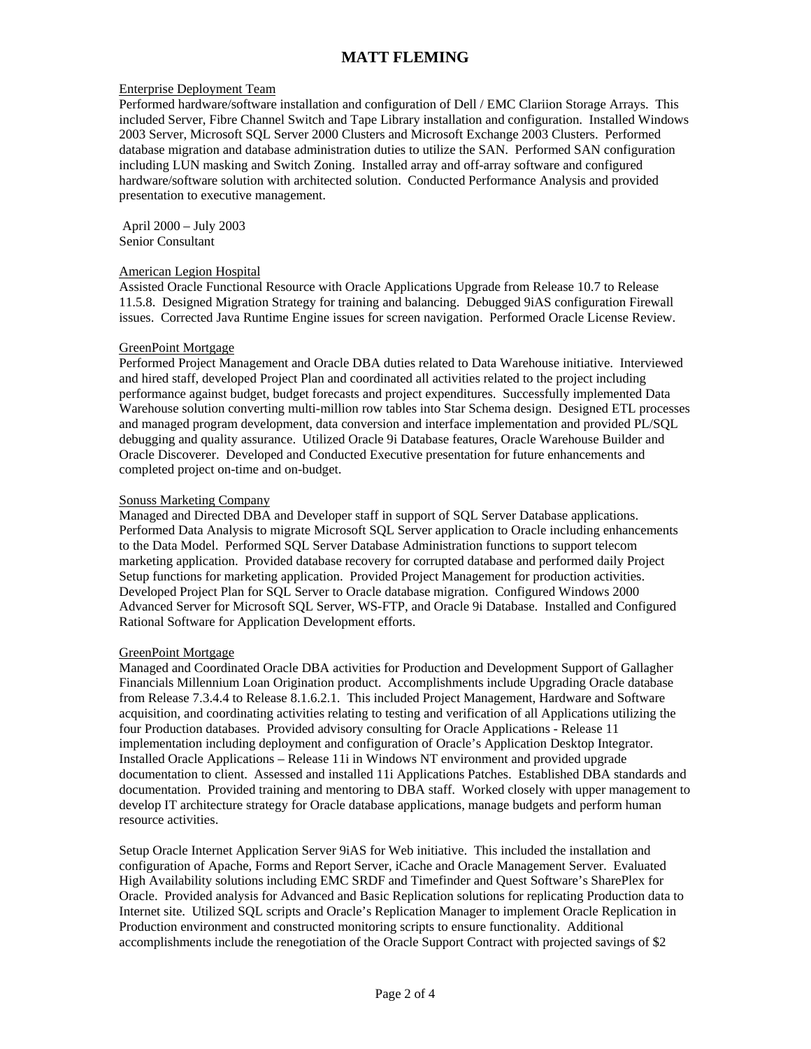Enterprise Deployment Team

Performed hardware/software installation and configuration of Dell / EMC Clariion Storage Arrays. This included Server, Fibre Channel Switch and Tape Library installation and configuration. Installed Windows 2003 Server, Microsoft SQL Server 2000 Clusters and Microsoft Exchange 2003 Clusters. Performed database migration and database administration duties to utilize the SAN. Performed SAN configuration including LUN masking and Switch Zoning. Installed array and off-array software and configured hardware/software solution with architected solution. Conducted Performance Analysis and provided presentation to executive management.

April 2000 – July 2003
Senior Consultant

American Legion Hospital

Assisted Oracle Functional Resource with Oracle Applications Upgrade from Release 10.7 to Release 11.5.8. Designed Migration Strategy for training and balancing. Debugged 9iAS configuration Firewall issues. Corrected Java Runtime Engine issues for screen navigation. Performed Oracle License Review.

GreenPoint Mortgage

Performed Project Management and Oracle DBA duties related to Data Warehouse initiative. Interviewed and hired staff, developed Project Plan and coordinated all activities related to the project including performance against budget, budget forecasts and project expenditures. Successfully implemented Data Warehouse solution converting multi-million row tables into Star Schema design. Designed ETL processes and managed program development, data conversion and interface implementation and provided PL/SQL debugging and quality assurance. Utilized Oracle 9i Database features, Oracle Warehouse Builder and Oracle Discoverer. Developed and Conducted Executive presentation for future enhancements and completed project on-time and on-budget.

Sonuss Marketing Company

Managed and Directed DBA and Developer staff in support of SQL Server Database applications. Performed Data Analysis to migrate Microsoft SQL Server application to Oracle including enhancements to the Data Model. Performed SQL Server Database Administration functions to support telecom marketing application. Provided database recovery for corrupted database and performed daily Project Setup functions for marketing application. Provided Project Management for production activities. Developed Project Plan for SQL Server to Oracle database migration. Configured Windows 2000 Advanced Server for Microsoft SQL Server, WS-FTP, and Oracle 9i Database. Installed and Configured Rational Software for Application Development efforts.

GreenPoint Mortgage

Managed and Coordinated Oracle DBA activities for Production and Development Support of Gallagher Financials Millennium Loan Origination product. Accomplishments include Upgrading Oracle database from Release 7.3.4.4 to Release 8.1.6.2.1. This included Project Management, Hardware and Software acquisition, and coordinating activities relating to testing and verification of all Applications utilizing the four Production databases. Provided advisory consulting for Oracle Applications - Release 11 implementation including deployment and configuration of Oracle's Application Desktop Integrator. Installed Oracle Applications – Release 11i in Windows NT environment and provided upgrade documentation to client. Assessed and installed 11i Applications Patches. Established DBA standards and documentation. Provided training and mentoring to DBA staff. Worked closely with upper management to develop IT architecture strategy for Oracle database applications, manage budgets and perform human resource activities.

Setup Oracle Internet Application Server 9iAS for Web initiative. This included the installation and configuration of Apache, Forms and Report Server, iCache and Oracle Management Server. Evaluated High Availability solutions including EMC SRDF and Timefinder and Quest Software's SharePlex for Oracle. Provided analysis for Advanced and Basic Replication solutions for replicating Production data to Internet site. Utilized SQL scripts and Oracle's Replication Manager to implement Oracle Replication in Production environment and constructed monitoring scripts to ensure functionality. Additional accomplishments include the renegotiation of the Oracle Support Contract with projected savings of $2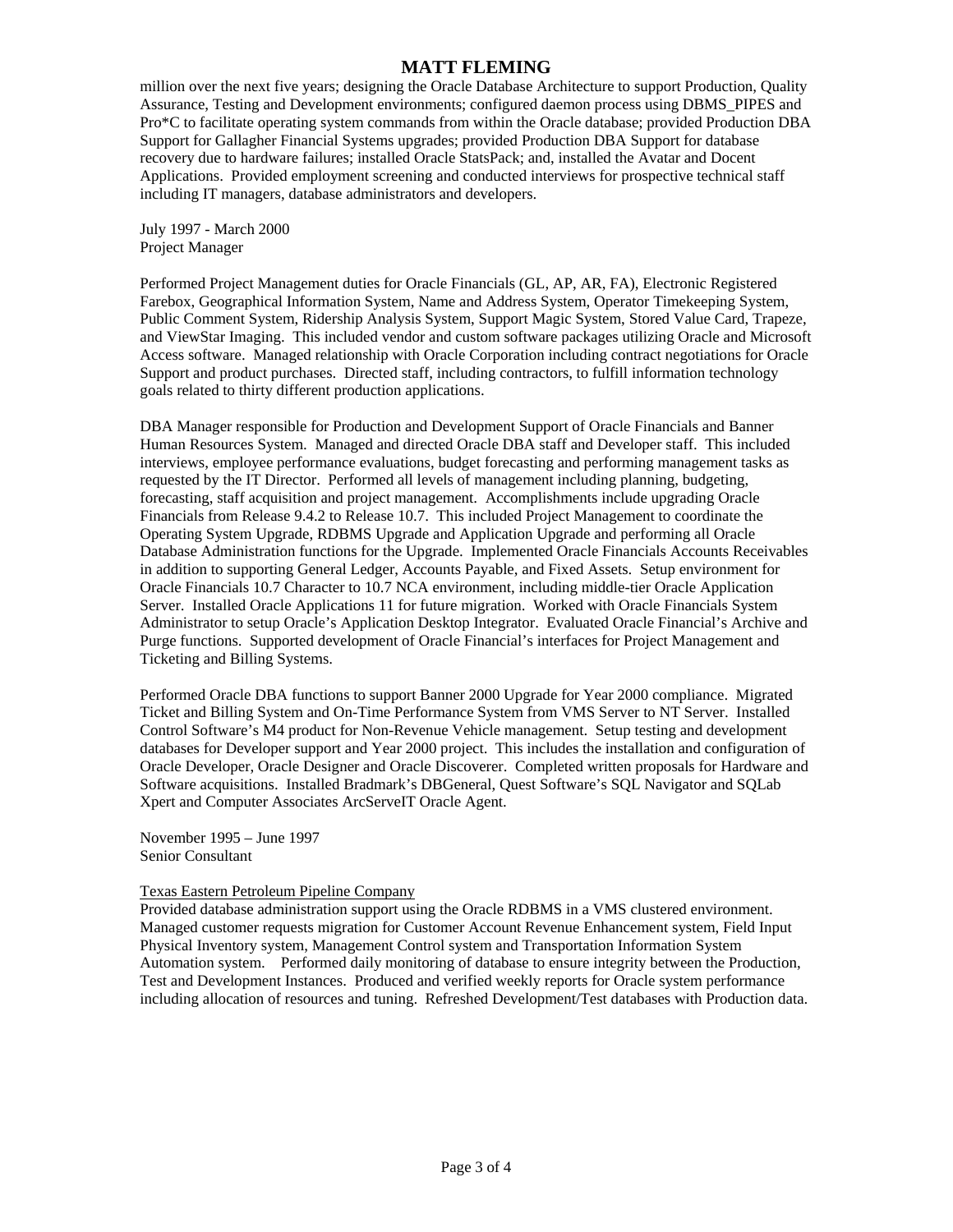million over the next five years; designing the Oracle Database Architecture to support Production, Quality Assurance, Testing and Development environments; configured daemon process using DBMS_PIPES and Pro*C to facilitate operating system commands from within the Oracle database; provided Production DBA Support for Gallagher Financial Systems upgrades; provided Production DBA Support for database recovery due to hardware failures; installed Oracle StatsPack; and, installed the Avatar and Docent Applications. Provided employment screening and conducted interviews for prospective technical staff including IT managers, database administrators and developers.

July 1997 - March 2000
Project Manager

Performed Project Management duties for Oracle Financials (GL, AP, AR, FA), Electronic Registered Farebox, Geographical Information System, Name and Address System, Operator Timekeeping System, Public Comment System, Ridership Analysis System, Support Magic System, Stored Value Card, Trapeze, and ViewStar Imaging. This included vendor and custom software packages utilizing Oracle and Microsoft Access software. Managed relationship with Oracle Corporation including contract negotiations for Oracle Support and product purchases. Directed staff, including contractors, to fulfill information technology goals related to thirty different production applications.

DBA Manager responsible for Production and Development Support of Oracle Financials and Banner Human Resources System. Managed and directed Oracle DBA staff and Developer staff. This included interviews, employee performance evaluations, budget forecasting and performing management tasks as requested by the IT Director. Performed all levels of management including planning, budgeting, forecasting, staff acquisition and project management. Accomplishments include upgrading Oracle Financials from Release 9.4.2 to Release 10.7. This included Project Management to coordinate the Operating System Upgrade, RDBMS Upgrade and Application Upgrade and performing all Oracle Database Administration functions for the Upgrade. Implemented Oracle Financials Accounts Receivables in addition to supporting General Ledger, Accounts Payable, and Fixed Assets. Setup environment for Oracle Financials 10.7 Character to 10.7 NCA environment, including middle-tier Oracle Application Server. Installed Oracle Applications 11 for future migration. Worked with Oracle Financials System Administrator to setup Oracle's Application Desktop Integrator. Evaluated Oracle Financial's Archive and Purge functions. Supported development of Oracle Financial's interfaces for Project Management and Ticketing and Billing Systems.

Performed Oracle DBA functions to support Banner 2000 Upgrade for Year 2000 compliance. Migrated Ticket and Billing System and On-Time Performance System from VMS Server to NT Server. Installed Control Software's M4 product for Non-Revenue Vehicle management. Setup testing and development databases for Developer support and Year 2000 project. This includes the installation and configuration of Oracle Developer, Oracle Designer and Oracle Discoverer. Completed written proposals for Hardware and Software acquisitions. Installed Bradmark's DBGeneral, Quest Software's SQL Navigator and SQLab Xpert and Computer Associates ArcServeIT Oracle Agent.

November 1995 – June 1997
Senior Consultant

Texas Eastern Petroleum Pipeline Company
Provided database administration support using the Oracle RDBMS in a VMS clustered environment. Managed customer requests migration for Customer Account Revenue Enhancement system, Field Input Physical Inventory system, Management Control system and Transportation Information System Automation system. Performed daily monitoring of database to ensure integrity between the Production, Test and Development Instances. Produced and verified weekly reports for Oracle system performance including allocation of resources and tuning. Refreshed Development/Test databases with Production data.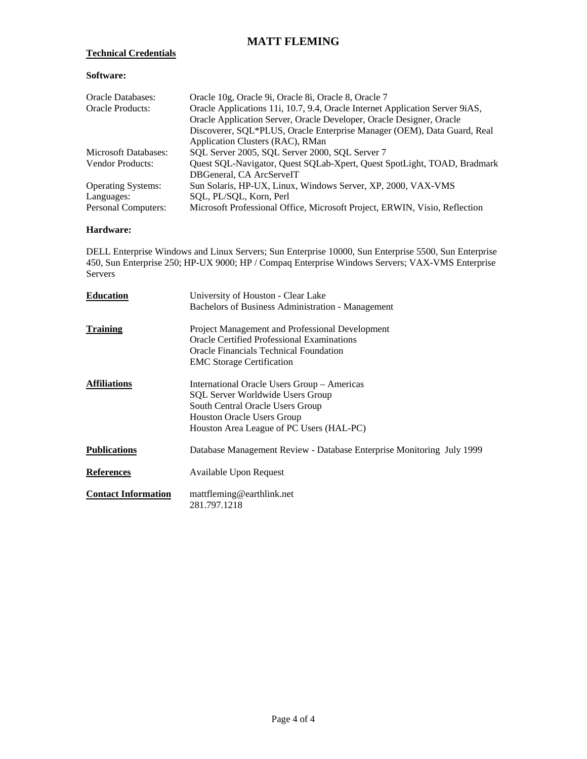# MATT FLEMING

**Technical Credentials**

**Software:**

| | |
|---|---|
| Oracle Databases: | Oracle 10g, Oracle 9i, Oracle 8i, Oracle 8, Oracle 7 |
| Oracle Products: | Oracle Applications 11i, 10.7, 9.4, Oracle Internet Application Server 9iAS, Oracle Application Server, Oracle Developer, Oracle Designer, Oracle Discoverer, SQL*PLUS, Oracle Enterprise Manager (OEM), Data Guard, Real Application Clusters (RAC), RMan |
| Microsoft Databases: | SQL Server 2005, SQL Server 2000, SQL Server 7 |
| Vendor Products: | Quest SQL-Navigator, Quest SQLab-Xpert, Quest SpotLight, TOAD, Bradmark DBGeneral, CA ArcServeIT |
| Operating Systems: | Sun Solaris, HP-UX, Linux, Windows Server, XP, 2000, VAX-VMS |
| Languages: | SQL, PL/SQL, Korn, Perl |
| Personal Computers: | Microsoft Professional Office, Microsoft Project, ERWIN, Visio, Reflection |

**Hardware:**

DELL Enterprise Windows and Linux Servers; Sun Enterprise 10000, Sun Enterprise 5500, Sun Enterprise 450, Sun Enterprise 250; HP-UX 9000; HP / Compaq Enterprise Windows Servers; VAX-VMS Enterprise Servers

**Education**

University of Houston - Clear Lake
Bachelors of Business Administration - Management

**Training**

Project Management and Professional Development
Oracle Certified Professional Examinations
Oracle Financials Technical Foundation
EMC Storage Certification

**Affiliations**

International Oracle Users Group – Americas
SQL Server Worldwide Users Group
South Central Oracle Users Group
Houston Oracle Users Group
Houston Area League of PC Users (HAL-PC)

**Publications**

Database Management Review - Database Enterprise Monitoring July 1999

**References**

Available Upon Request

**Contact Information**

mattfleming@earthlink.net
281.797.1218